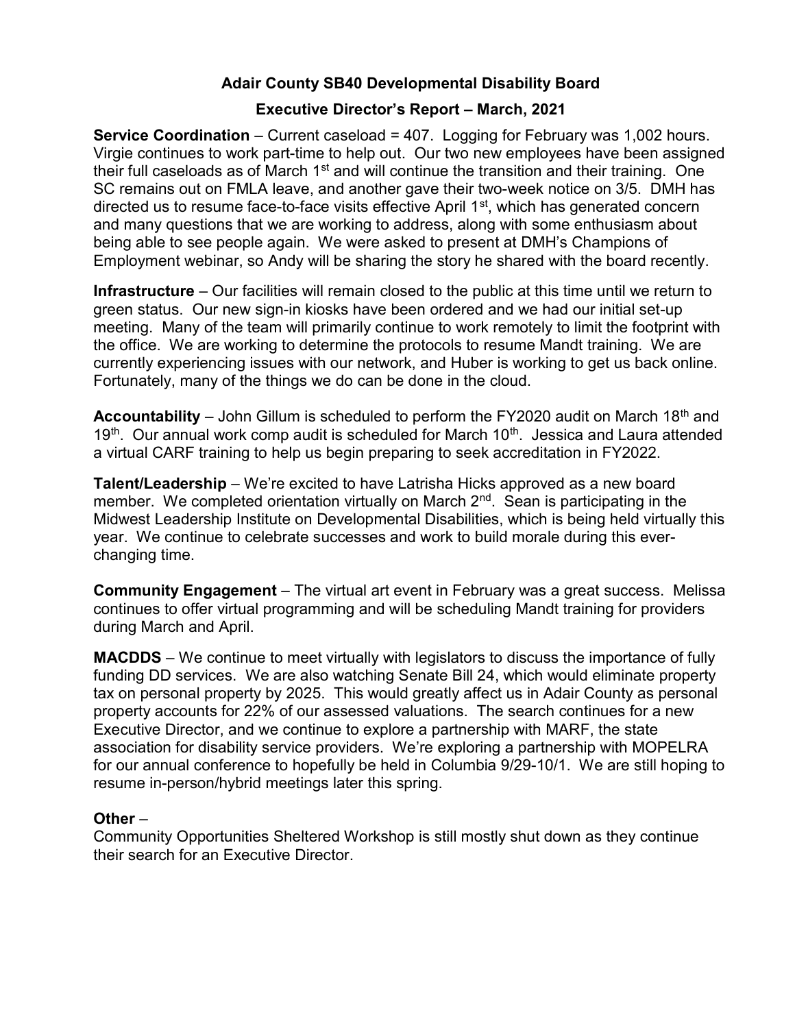# Adair County SB40 Developmental Disability Board

## Executive Director's Report – March, 2021

**Service Coordination** – Current caseload = 407. Logging for February was 1,002 hours. Virgie continues to work part-time to help out. Our two new employees have been assigned their full caseloads as of March 1st and will continue the transition and their training. One SC remains out on FMLA leave, and another gave their two-week notice on 3/5. DMH has directed us to resume face-to-face visits effective April 1st, which has generated concern and many questions that we are working to address, along with some enthusiasm about being able to see people again. We were asked to present at DMH's Champions of Employment webinar, so Andy will be sharing the story he shared with the board recently.

**Infrastructure** – Our facilities will remain closed to the public at this time until we return to green status. Our new sign-in kiosks have been ordered and we had our initial set-up meeting. Many of the team will primarily continue to work remotely to limit the footprint with the office. We are working to determine the protocols to resume Mandt training. We are currently experiencing issues with our network, and Huber is working to get us back online. Fortunately, many of the things we do can be done in the cloud.

**Accountability** – John Gillum is scheduled to perform the FY2020 audit on March 18th and 19th. Our annual work comp audit is scheduled for March 10th. Jessica and Laura attended a virtual CARF training to help us begin preparing to seek accreditation in FY2022.

**Talent/Leadership** – We're excited to have Latrisha Hicks approved as a new board member. We completed orientation virtually on March 2nd. Sean is participating in the Midwest Leadership Institute on Developmental Disabilities, which is being held virtually this year. We continue to celebrate successes and work to build morale during this ever-changing time.

**Community Engagement** – The virtual art event in February was a great success. Melissa continues to offer virtual programming and will be scheduling Mandt training for providers during March and April.

**MACDDS** – We continue to meet virtually with legislators to discuss the importance of fully funding DD services. We are also watching Senate Bill 24, which would eliminate property tax on personal property by 2025. This would greatly affect us in Adair County as personal property accounts for 22% of our assessed valuations. The search continues for a new Executive Director, and we continue to explore a partnership with MARF, the state association for disability service providers. We're exploring a partnership with MOPELRA for our annual conference to hopefully be held in Columbia 9/29-10/1. We are still hoping to resume in-person/hybrid meetings later this spring.

**Other** –

Community Opportunities Sheltered Workshop is still mostly shut down as they continue their search for an Executive Director.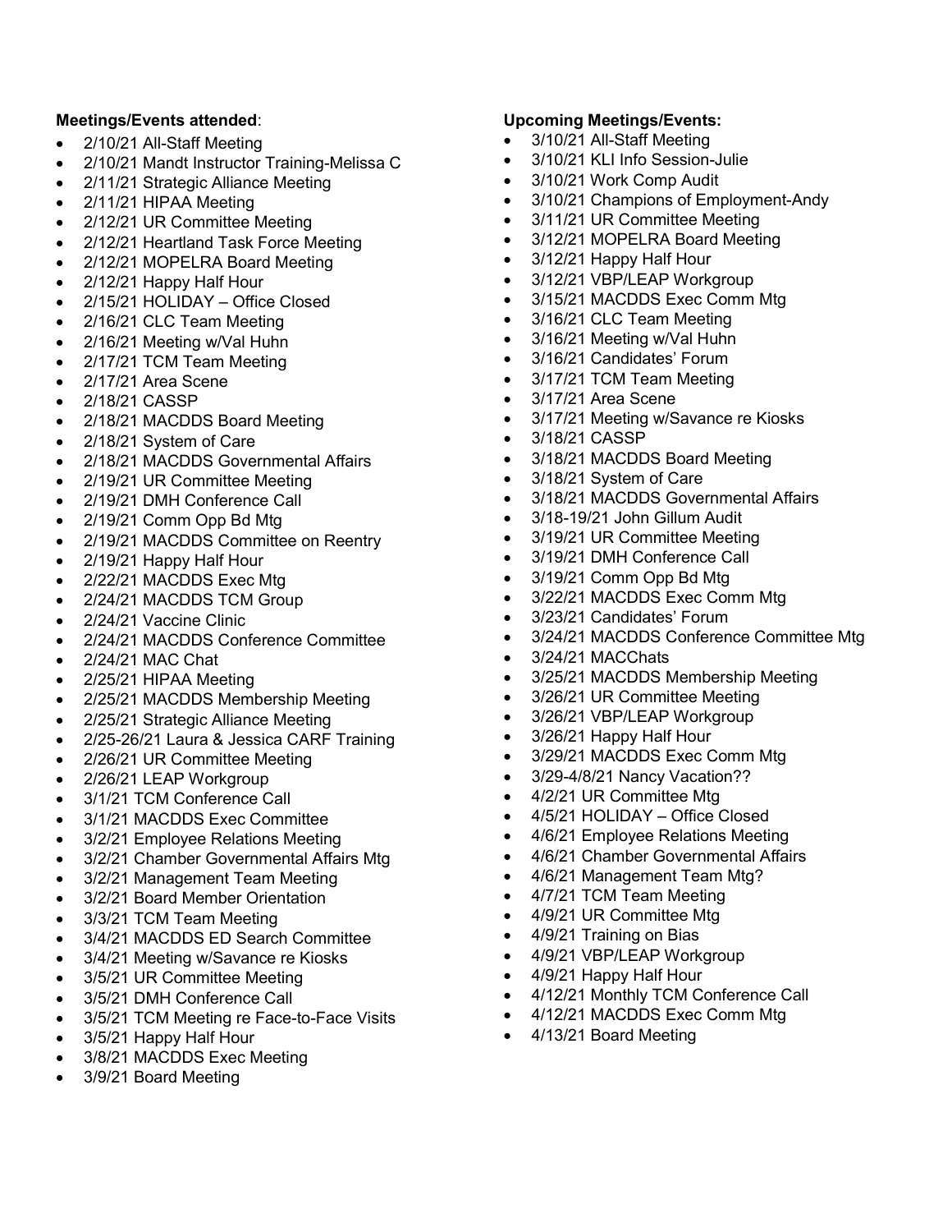**Meetings/Events attended**:

- 2/10/21 All-Staff Meeting
- 2/10/21 Mandt Instructor Training-Melissa C
- 2/11/21 Strategic Alliance Meeting
- 2/11/21 HIPAA Meeting
- 2/12/21 UR Committee Meeting
- 2/12/21 Heartland Task Force Meeting
- 2/12/21 MOPELRA Board Meeting
- 2/12/21 Happy Half Hour
- 2/15/21 HOLIDAY – Office Closed
- 2/16/21 CLC Team Meeting
- 2/16/21 Meeting w/Val Huhn
- 2/17/21 TCM Team Meeting
- 2/17/21 Area Scene
- 2/18/21 CASSP
- 2/18/21 MACDDS Board Meeting
- 2/18/21 System of Care
- 2/18/21 MACDDS Governmental Affairs
- 2/19/21 UR Committee Meeting
- 2/19/21 DMH Conference Call
- 2/19/21 Comm Opp Bd Mtg
- 2/19/21 MACDDS Committee on Reentry
- 2/19/21 Happy Half Hour
- 2/22/21 MACDDS Exec Mtg
- 2/24/21 MACDDS TCM Group
- 2/24/21 Vaccine Clinic
- 2/24/21 MACDDS Conference Committee
- 2/24/21 MAC Chat
- 2/25/21 HIPAA Meeting
- 2/25/21 MACDDS Membership Meeting
- 2/25/21 Strategic Alliance Meeting
- 2/25-26/21 Laura & Jessica CARF Training
- 2/26/21 UR Committee Meeting
- 2/26/21 LEAP Workgroup
- 3/1/21 TCM Conference Call
- 3/1/21 MACDDS Exec Committee
- 3/2/21 Employee Relations Meeting
- 3/2/21 Chamber Governmental Affairs Mtg
- 3/2/21 Management Team Meeting
- 3/2/21 Board Member Orientation
- 3/3/21 TCM Team Meeting
- 3/4/21 MACDDS ED Search Committee
- 3/4/21 Meeting w/Savance re Kiosks
- 3/5/21 UR Committee Meeting
- 3/5/21 DMH Conference Call
- 3/5/21 TCM Meeting re Face-to-Face Visits
- 3/5/21 Happy Half Hour
- 3/8/21 MACDDS Exec Meeting
- 3/9/21 Board Meeting

**Upcoming Meetings/Events:**

- 3/10/21 All-Staff Meeting
- 3/10/21 KLI Info Session-Julie
- 3/10/21 Work Comp Audit
- 3/10/21 Champions of Employment-Andy
- 3/11/21 UR Committee Meeting
- 3/12/21 MOPELRA Board Meeting
- 3/12/21 Happy Half Hour
- 3/12/21 VBP/LEAP Workgroup
- 3/15/21 MACDDS Exec Comm Mtg
- 3/16/21 CLC Team Meeting
- 3/16/21 Meeting w/Val Huhn
- 3/16/21 Candidates' Forum
- 3/17/21 TCM Team Meeting
- 3/17/21 Area Scene
- 3/17/21 Meeting w/Savance re Kiosks
- 3/18/21 CASSP
- 3/18/21 MACDDS Board Meeting
- 3/18/21 System of Care
- 3/18/21 MACDDS Governmental Affairs
- 3/18-19/21 John Gillum Audit
- 3/19/21 UR Committee Meeting
- 3/19/21 DMH Conference Call
- 3/19/21 Comm Opp Bd Mtg
- 3/22/21 MACDDS Exec Comm Mtg
- 3/23/21 Candidates' Forum
- 3/24/21 MACDDS Conference Committee Mtg
- 3/24/21 MACChats
- 3/25/21 MACDDS Membership Meeting
- 3/26/21 UR Committee Meeting
- 3/26/21 VBP/LEAP Workgroup
- 3/26/21 Happy Half Hour
- 3/29/21 MACDDS Exec Comm Mtg
- 3/29-4/8/21 Nancy Vacation??
- 4/2/21 UR Committee Mtg
- 4/5/21 HOLIDAY – Office Closed
- 4/6/21 Employee Relations Meeting
- 4/6/21 Chamber Governmental Affairs
- 4/6/21 Management Team Mtg?
- 4/7/21 TCM Team Meeting
- 4/9/21 UR Committee Mtg
- 4/9/21 Training on Bias
- 4/9/21 VBP/LEAP Workgroup
- 4/9/21 Happy Half Hour
- 4/12/21 Monthly TCM Conference Call
- 4/12/21 MACDDS Exec Comm Mtg
- 4/13/21 Board Meeting